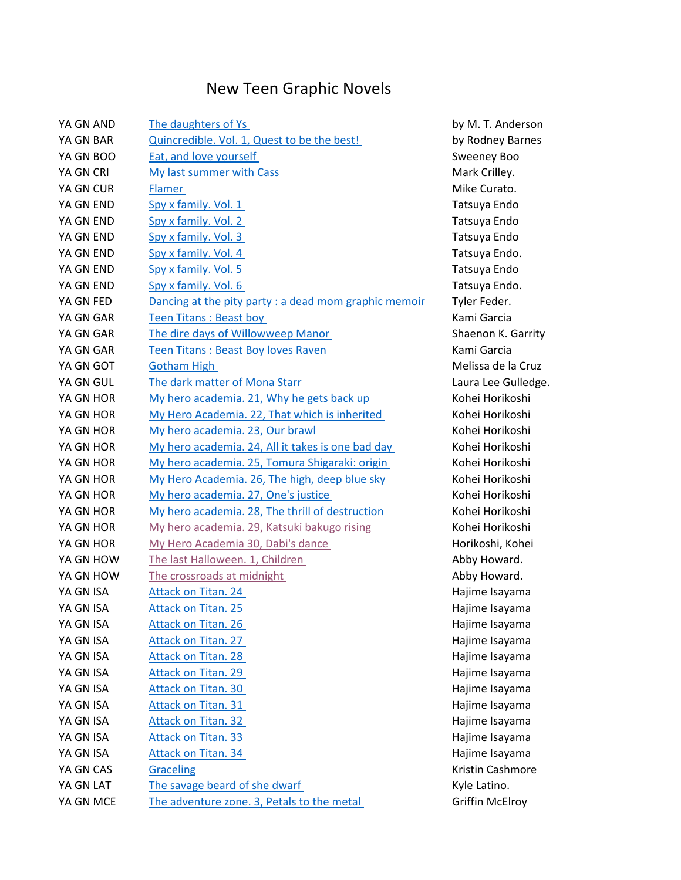# New Teen Graphic Novels

| | | |
|---|---|---|
| YA GN AND | The daughters of Ys | by M. T. Anderson |
| YA GN BAR | Quincredible. Vol. 1, Quest to be the best! | by Rodney Barnes |
| YA GN BOO | Eat, and love yourself | Sweeney Boo |
| YA GN CRI | My last summer with Cass | Mark Crilley. |
| YA GN CUR | Flamer | Mike Curato. |
| YA GN END | Spy x family. Vol. 1 | Tatsuya Endo |
| YA GN END | Spy x family. Vol. 2 | Tatsuya Endo |
| YA GN END | Spy x family. Vol. 3 | Tatsuya Endo |
| YA GN END | Spy x family. Vol. 4 | Tatsuya Endo. |
| YA GN END | Spy x family. Vol. 5 | Tatsuya Endo |
| YA GN END | Spy x family. Vol. 6 | Tatsuya Endo. |
| YA GN FED | Dancing at the pity party : a dead mom graphic memoir | Tyler Feder. |
| YA GN GAR | Teen Titans : Beast boy | Kami Garcia |
| YA GN GAR | The dire days of Willowweep Manor | Shaenon K. Garrity |
| YA GN GAR | Teen Titans : Beast Boy loves Raven | Kami Garcia |
| YA GN GOT | Gotham High | Melissa de la Cruz |
| YA GN GUL | The dark matter of Mona Starr | Laura Lee Gulledge. |
| YA GN HOR | My hero academia. 21, Why he gets back up | Kohei Horikoshi |
| YA GN HOR | My Hero Academia. 22, That which is inherited | Kohei Horikoshi |
| YA GN HOR | My hero academia. 23, Our brawl | Kohei Horikoshi |
| YA GN HOR | My hero academia. 24, All it takes is one bad day | Kohei Horikoshi |
| YA GN HOR | My hero academia. 25, Tomura Shigaraki: origin | Kohei Horikoshi |
| YA GN HOR | My Hero Academia. 26, The high, deep blue sky | Kohei Horikoshi |
| YA GN HOR | My hero academia. 27, One's justice | Kohei Horikoshi |
| YA GN HOR | My hero academia. 28, The thrill of destruction | Kohei Horikoshi |
| YA GN HOR | My hero academia. 29, Katsuki bakugo rising | Kohei Horikoshi |
| YA GN HOR | My Hero Academia 30, Dabi's dance | Horikoshi, Kohei |
| YA GN HOW | The last Halloween. 1, Children | Abby Howard. |
| YA GN HOW | The crossroads at midnight | Abby Howard. |
| YA GN ISA | Attack on Titan. 24 | Hajime Isayama |
| YA GN ISA | Attack on Titan. 25 | Hajime Isayama |
| YA GN ISA | Attack on Titan. 26 | Hajime Isayama |
| YA GN ISA | Attack on Titan. 27 | Hajime Isayama |
| YA GN ISA | Attack on Titan. 28 | Hajime Isayama |
| YA GN ISA | Attack on Titan. 29 | Hajime Isayama |
| YA GN ISA | Attack on Titan. 30 | Hajime Isayama |
| YA GN ISA | Attack on Titan. 31 | Hajime Isayama |
| YA GN ISA | Attack on Titan. 32 | Hajime Isayama |
| YA GN ISA | Attack on Titan. 33 | Hajime Isayama |
| YA GN ISA | Attack on Titan. 34 | Hajime Isayama |
| YA GN CAS | Graceling | Kristin Cashmore |
| YA GN LAT | The savage beard of she dwarf | Kyle Latino. |
| YA GN MCE | The adventure zone. 3, Petals to the metal | Griffin McElroy |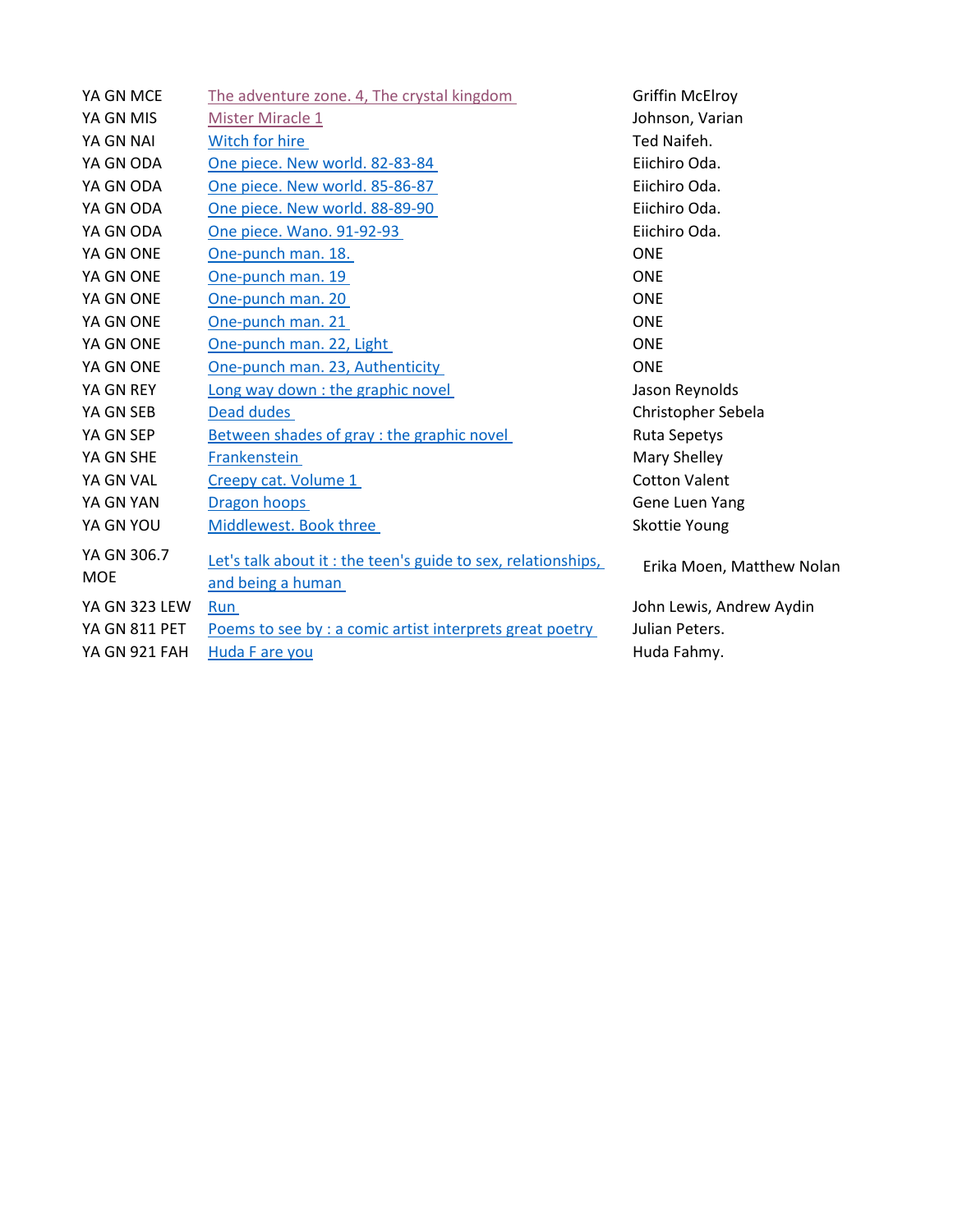| | | |
|---|---|---|
| YA GN MCE | The adventure zone. 4, The crystal kingdom | Griffin McElroy |
| YA GN MIS | Mister Miracle 1 | Johnson, Varian |
| YA GN NAI | Witch for hire | Ted Naifeh. |
| YA GN ODA | One piece. New world. 82-83-84 | Eiichiro Oda. |
| YA GN ODA | One piece. New world. 85-86-87 | Eiichiro Oda. |
| YA GN ODA | One piece. New world. 88-89-90 | Eiichiro Oda. |
| YA GN ODA | One piece. Wano. 91-92-93 | Eiichiro Oda. |
| YA GN ONE | One-punch man. 18. | ONE |
| YA GN ONE | One-punch man. 19 | ONE |
| YA GN ONE | One-punch man. 20 | ONE |
| YA GN ONE | One-punch man. 21 | ONE |
| YA GN ONE | One-punch man. 22, Light | ONE |
| YA GN ONE | One-punch man. 23, Authenticity | ONE |
| YA GN REY | Long way down : the graphic novel | Jason Reynolds |
| YA GN SEB | Dead dudes | Christopher Sebela |
| YA GN SEP | Between shades of gray : the graphic novel | Ruta Sepetys |
| YA GN SHE | Frankenstein | Mary Shelley |
| YA GN VAL | Creepy cat. Volume 1 | Cotton Valent |
| YA GN YAN | Dragon hoops | Gene Luen Yang |
| YA GN YOU | Middlewest. Book three | Skottie Young |
| YA GN 306.7 MOE | Let's talk about it : the teen's guide to sex, relationships, and being a human | Erika Moen, Matthew Nolan |
| YA GN 323 LEW | Run | John Lewis, Andrew Aydin |
| YA GN 811 PET | Poems to see by : a comic artist interprets great poetry | Julian Peters. |
| YA GN 921 FAH | Huda F are you | Huda Fahmy. |